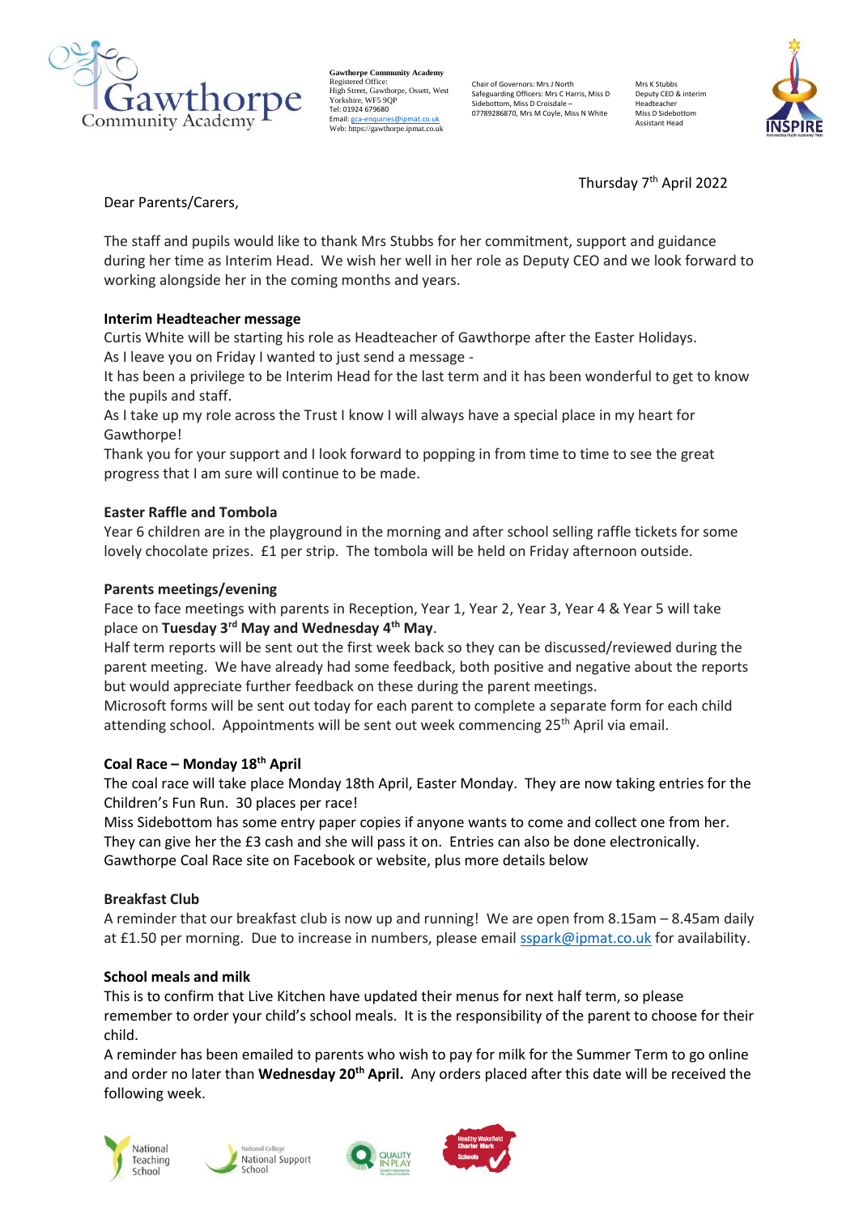**Gawthorpe Community Academy**
Registered Office:
High Street, Gawthorpe, Ossett, West Yorkshire, WF5 9QP
Tel: 01924 679680
Email: gca-enquiries@ipmat.co.uk
Web: https://gawthorpe.ipmat.co.uk

Chair of Governors: Mrs J North
Safeguarding Officers: Mrs C Harris, Miss D Sidebottom, Miss D Croisdale – 07789286870, Mrs M Coyle, Miss N White

Mrs K Stubbs
Deputy CEO & interim Headteacher
Miss D Sidebottom
Assistant Head

Thursday 7th April 2022

Dear Parents/Carers,

The staff and pupils would like to thank Mrs Stubbs for her commitment, support and guidance during her time as Interim Head. We wish her well in her role as Deputy CEO and we look forward to working alongside her in the coming months and years.

**Interim Headteacher message**

Curtis White will be starting his role as Headteacher of Gawthorpe after the Easter Holidays.
As I leave you on Friday I wanted to just send a message -
It has been a privilege to be Interim Head for the last term and it has been wonderful to get to know the pupils and staff.
As I take up my role across the Trust I know I will always have a special place in my heart for Gawthorpe!
Thank you for your support and I look forward to popping in from time to time to see the great progress that I am sure will continue to be made.

**Easter Raffle and Tombola**

Year 6 children are in the playground in the morning and after school selling raffle tickets for some lovely chocolate prizes. £1 per strip. The tombola will be held on Friday afternoon outside.

**Parents meetings/evening**

Face to face meetings with parents in Reception, Year 1, Year 2, Year 3, Year 4 & Year 5 will take place on **Tuesday 3rd May and Wednesday 4th May**.
Half term reports will be sent out the first week back so they can be discussed/reviewed during the parent meeting. We have already had some feedback, both positive and negative about the reports but would appreciate further feedback on these during the parent meetings.
Microsoft forms will be sent out today for each parent to complete a separate form for each child attending school. Appointments will be sent out week commencing 25th April via email.

**Coal Race – Monday 18th April**

The coal race will take place Monday 18th April, Easter Monday. They are now taking entries for the Children's Fun Run. 30 places per race!
Miss Sidebottom has some entry paper copies if anyone wants to come and collect one from her. They can give her the £3 cash and she will pass it on. Entries can also be done electronically. Gawthorpe Coal Race site on Facebook or website, plus more details below

**Breakfast Club**

A reminder that our breakfast club is now up and running! We are open from 8.15am – 8.45am daily at £1.50 per morning. Due to increase in numbers, please email sspark@ipmat.co.uk for availability.

**School meals and milk**

This is to confirm that Live Kitchen have updated their menus for next half term, so please remember to order your child's school meals. It is the responsibility of the parent to choose for their child.
A reminder has been emailed to parents who wish to pay for milk for the Summer Term to go online and order no later than **Wednesday 20th April.** Any orders placed after this date will be received the following week.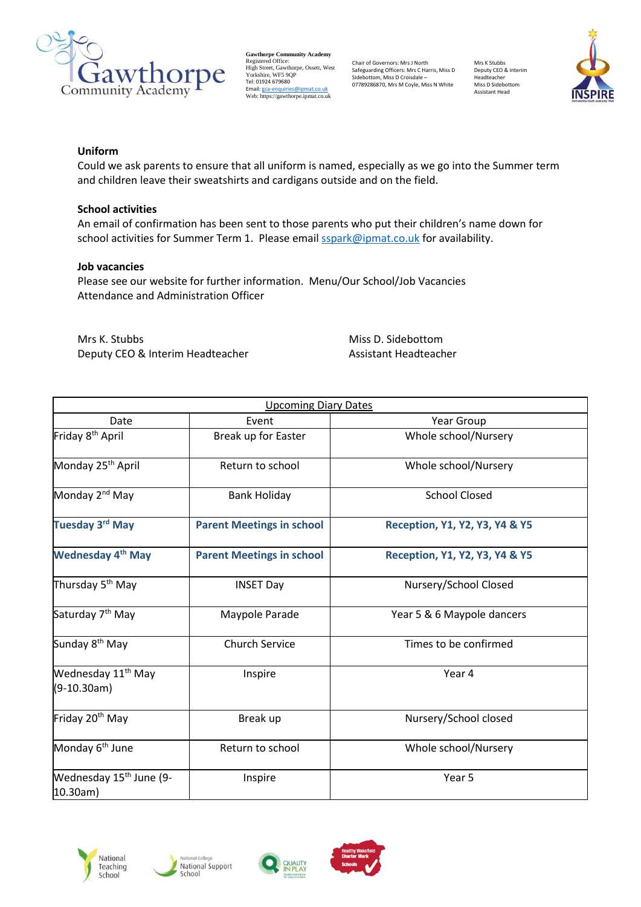Gawthorpe Community Academy
Registered Office:
High Street, Gawthorpe, Ossett, West Yorkshire, WF5 9QP
Tel: 01924 679680
Email: gca-enquiries@ipmat.co.uk
Web: https://gawthorpe.ipmat.co.uk

Chair of Governors: Mrs J North
Safeguarding Officers: Mrs C Harris, Miss D Sidebottom, Miss D Croisdale – 07789286870, Mrs M Coyle, Miss N White

Mrs K Stubbs
Deputy CEO & interim Headteacher
Miss D Sidebottom
Assistant Head

**Uniform**

Could we ask parents to ensure that all uniform is named, especially as we go into the Summer term and children leave their sweatshirts and cardigans outside and on the field.

**School activities**

An email of confirmation has been sent to those parents who put their children's name down for school activities for Summer Term 1. Please email sspark@ipmat.co.uk for availability.

**Job vacancies**

Please see our website for further information. Menu/Our School/Job Vacancies
Attendance and Administration Officer

Mrs K. Stubbs
Deputy CEO & Interim Headteacher

Miss D. Sidebottom
Assistant Headteacher

| Upcoming Diary Dates | | |
|---|---|---|
| Date | Event | Year Group |
| Friday 8th April | Break up for Easter | Whole school/Nursery |
| Monday 25th April | Return to school | Whole school/Nursery |
| Monday 2nd May | Bank Holiday | School Closed |
| **Tuesday 3rd May** | **Parent Meetings in school** | **Reception, Y1, Y2, Y3, Y4 & Y5** |
| **Wednesday 4th May** | **Parent Meetings in school** | **Reception, Y1, Y2, Y3, Y4 & Y5** |
| Thursday 5th May | INSET Day | Nursery/School Closed |
| Saturday 7th May | Maypole Parade | Year 5 & 6 Maypole dancers |
| Sunday 8th May | Church Service | Times to be confirmed |
| Wednesday 11th May (9-10.30am) | Inspire | Year 4 |
| Friday 20th May | Break up | Nursery/School closed |
| Monday 6th June | Return to school | Whole school/Nursery |
| Wednesday 15th June (9-10.30am) | Inspire | Year 5 |